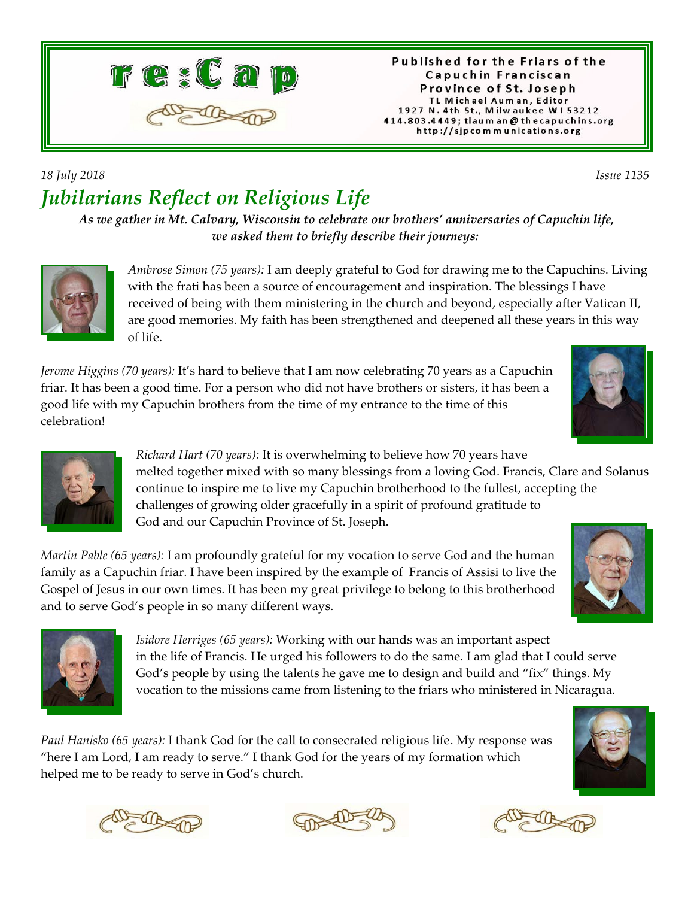# re:Cap

**Published for the Friars of the Capuchin Franciscan Province of St. Joseph**
TL Michael Auman, Editor
1927 N. 4th St., Milwaukee WI 53212
414.803.4449; tlauman@thecapuchins.org
http://sjpcommunications.org

*18 July 2018* *Issue 1135*

## *Jubilarians Reflect on Religious Life*

***As we gather in Mt. Calvary, Wisconsin to celebrate our brothers' anniversaries of Capuchin life, we asked them to briefly describe their journeys:***

*Ambrose Simon (75 years):* I am deeply grateful to God for drawing me to the Capuchins. Living with the frati has been a source of encouragement and inspiration. The blessings I have received of being with them ministering in the church and beyond, especially after Vatican II, are good memories. My faith has been strengthened and deepened all these years in this way of life.

*Jerome Higgins (70 years):* It's hard to believe that I am now celebrating 70 years as a Capuchin friar. It has been a good time. For a person who did not have brothers or sisters, it has been a good life with my Capuchin brothers from the time of my entrance to the time of this celebration!

*Richard Hart (70 years):* It is overwhelming to believe how 70 years have melted together mixed with so many blessings from a loving God. Francis, Clare and Solanus continue to inspire me to live my Capuchin brotherhood to the fullest, accepting the challenges of growing older gracefully in a spirit of profound gratitude to God and our Capuchin Province of St. Joseph.

*Martin Pable (65 years):* I am profoundly grateful for my vocation to serve God and the human family as a Capuchin friar. I have been inspired by the example of Francis of Assisi to live the Gospel of Jesus in our own times. It has been my great privilege to belong to this brotherhood and to serve God's people in so many different ways.

*Isidore Herriges (65 years):* Working with our hands was an important aspect in the life of Francis. He urged his followers to do the same. I am glad that I could serve God's people by using the talents he gave me to design and build and "fix" things. My vocation to the missions came from listening to the friars who ministered in Nicaragua.

*Paul Hanisko (65 years):* I thank God for the call to consecrated religious life. My response was "here I am Lord, I am ready to serve." I thank God for the years of my formation which helped me to be ready to serve in God's church.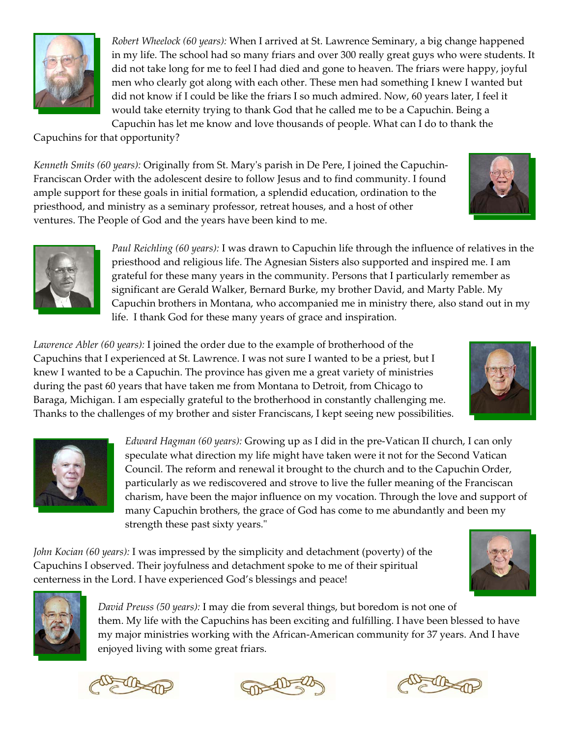*Robert Wheelock (60 years):* When I arrived at St. Lawrence Seminary, a big change happened in my life. The school had so many friars and over 300 really great guys who were students. It did not take long for me to feel I had died and gone to heaven. The friars were happy, joyful men who clearly got along with each other. These men had something I knew I wanted but did not know if I could be like the friars I so much admired. Now, 60 years later, I feel it would take eternity trying to thank God that he called me to be a Capuchin. Being a Capuchin has let me know and love thousands of people. What can I do to thank the Capuchins for that opportunity?

*Kenneth Smits (60 years):* Originally from St. Mary's parish in De Pere, I joined the Capuchin-Franciscan Order with the adolescent desire to follow Jesus and to find community. I found ample support for these goals in initial formation, a splendid education, ordination to the priesthood, and ministry as a seminary professor, retreat houses, and a host of other ventures. The People of God and the years have been kind to me.

*Paul Reichling (60 years):* I was drawn to Capuchin life through the influence of relatives in the priesthood and religious life. The Agnesian Sisters also supported and inspired me. I am grateful for these many years in the community. Persons that I particularly remember as significant are Gerald Walker, Bernard Burke, my brother David, and Marty Pable. My Capuchin brothers in Montana, who accompanied me in ministry there, also stand out in my life. I thank God for these many years of grace and inspiration.

*Lawrence Abler (60 years):* I joined the order due to the example of brotherhood of the Capuchins that I experienced at St. Lawrence. I was not sure I wanted to be a priest, but I knew I wanted to be a Capuchin. The province has given me a great variety of ministries during the past 60 years that have taken me from Montana to Detroit, from Chicago to Baraga, Michigan. I am especially grateful to the brotherhood in constantly challenging me. Thanks to the challenges of my brother and sister Franciscans, I kept seeing new possibilities.

*Edward Hagman (60 years):* Growing up as I did in the pre-Vatican II church, I can only speculate what direction my life might have taken were it not for the Second Vatican Council. The reform and renewal it brought to the church and to the Capuchin Order, particularly as we rediscovered and strove to live the fuller meaning of the Franciscan charism, have been the major influence on my vocation. Through the love and support of many Capuchin brothers, the grace of God has come to me abundantly and been my strength these past sixty years."

*John Kocian (60 years):* I was impressed by the simplicity and detachment (poverty) of the Capuchins I observed. Their joyfulness and detachment spoke to me of their spiritual centerness in the Lord. I have experienced God's blessings and peace!

*David Preuss (50 years):* I may die from several things, but boredom is not one of them. My life with the Capuchins has been exciting and fulfilling. I have been blessed to have my major ministries working with the African-American community for 37 years. And I have enjoyed living with some great friars.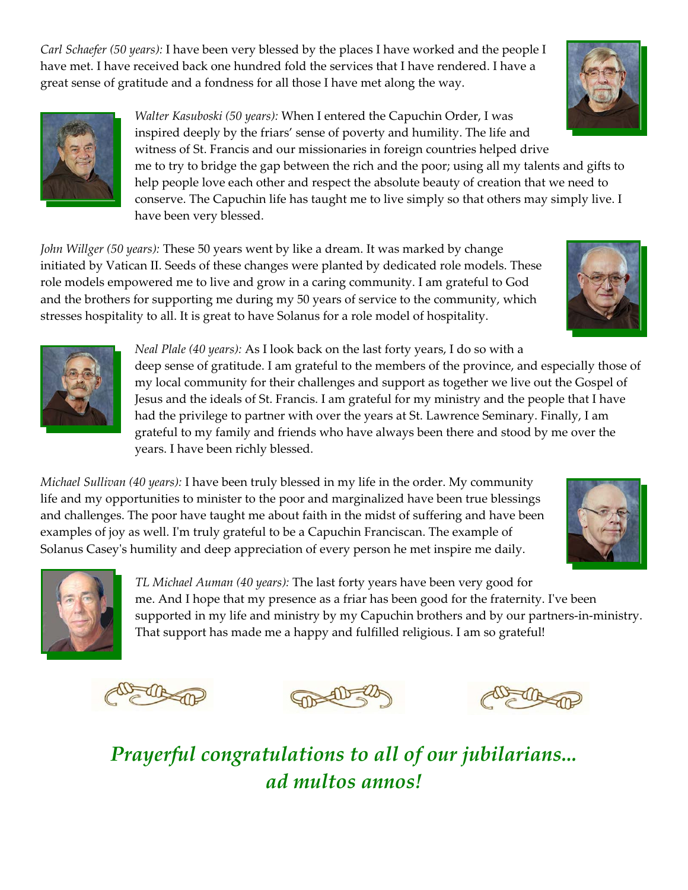*Carl Schaefer (50 years):* I have been very blessed by the places I have worked and the people I have met. I have received back one hundred fold the services that I have rendered. I have a great sense of gratitude and a fondness for all those I have met along the way.

*Walter Kasuboski (50 years):* When I entered the Capuchin Order, I was inspired deeply by the friars' sense of poverty and humility. The life and witness of St. Francis and our missionaries in foreign countries helped drive me to try to bridge the gap between the rich and the poor; using all my talents and gifts to help people love each other and respect the absolute beauty of creation that we need to conserve. The Capuchin life has taught me to live simply so that others may simply live. I have been very blessed.

*John Willger (50 years):* These 50 years went by like a dream. It was marked by change initiated by Vatican II. Seeds of these changes were planted by dedicated role models. These role models empowered me to live and grow in a caring community. I am grateful to God and the brothers for supporting me during my 50 years of service to the community, which stresses hospitality to all. It is great to have Solanus for a role model of hospitality.

*Neal Plale (40 years):* As I look back on the last forty years, I do so with a deep sense of gratitude. I am grateful to the members of the province, and especially those of my local community for their challenges and support as together we live out the Gospel of Jesus and the ideals of St. Francis. I am grateful for my ministry and the people that I have had the privilege to partner with over the years at St. Lawrence Seminary. Finally, I am grateful to my family and friends who have always been there and stood by me over the years. I have been richly blessed.

*Michael Sullivan (40 years):* I have been truly blessed in my life in the order. My community life and my opportunities to minister to the poor and marginalized have been true blessings and challenges. The poor have taught me about faith in the midst of suffering and have been examples of joy as well. I'm truly grateful to be a Capuchin Franciscan. The example of Solanus Casey's humility and deep appreciation of every person he met inspire me daily.

*TL Michael Auman (40 years):* The last forty years have been very good for me. And I hope that my presence as a friar has been good for the fraternity. I've been supported in my life and ministry by my Capuchin brothers and by our partners-in-ministry. That support has made me a happy and fulfilled religious. I am so grateful!

***Prayerful congratulations to all of our jubilarians... ad multos annos!***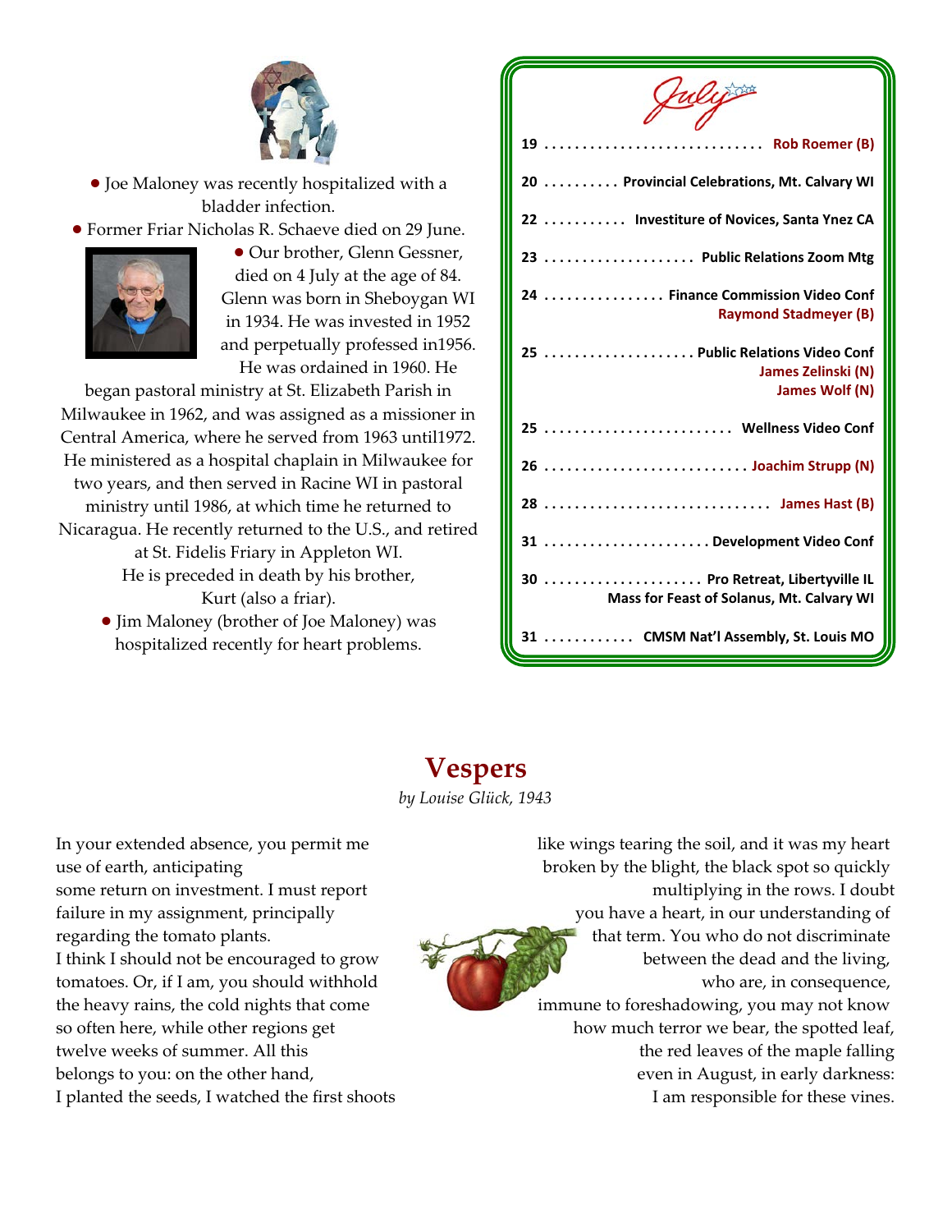- Joe Maloney was recently hospitalized with a bladder infection.
- Former Friar Nicholas R. Schaeve died on 29 June.
- Our brother, Glenn Gessner, died on 4 July at the age of 84. Glenn was born in Sheboygan WI in 1934. He was invested in 1952 and perpetually professed in1956. He was ordained in 1960. He began pastoral ministry at St. Elizabeth Parish in Milwaukee in 1962, and was assigned as a missioner in Central America, where he served from 1963 until1972. He ministered as a hospital chaplain in Milwaukee for two years, and then served in Racine WI in pastoral ministry until 1986, at which time he returned to Nicaragua. He recently returned to the U.S., and retired at St. Fidelis Friary in Appleton WI. He is preceded in death by his brother, Kurt (also a friar).
- Jim Maloney (brother of Joe Maloney) was hospitalized recently for heart problems.

## July

19 .............................. Rob Roemer (B)

20 .......... Provincial Celebrations, Mt. Calvary WI

22 ........... Investiture of Novices, Santa Ynez CA

23 .................... Public Relations Zoom Mtg

24 ................ Finance Commission Video Conf
Raymond Stadmeyer (B)

25 .................... Public Relations Video Conf
James Zelinski (N)
James Wolf (N)

25 ......................... Wellness Video Conf

26 ........................... Joachim Strupp (N)

28 .............................. James Hast (B)

31 ...................... Development Video Conf

30 ..................... Pro Retreat, Libertyville IL
Mass for Feast of Solanus, Mt. Calvary WI

31 ............ CMSM Nat'l Assembly, St. Louis MO

# Vespers

*by Louise Glück, 1943*

In your extended absence, you permit me
use of earth, anticipating
some return on investment. I must report
failure in my assignment, principally
regarding the tomato plants.
I think I should not be encouraged to grow
tomatoes. Or, if I am, you should withhold
the heavy rains, the cold nights that come
so often here, while other regions get
twelve weeks of summer. All this
belongs to you: on the other hand,
I planted the seeds, I watched the first shoots
like wings tearing the soil, and it was my heart
broken by the blight, the black spot so quickly
multiplying in the rows. I doubt
you have a heart, in our understanding of
that term. You who do not discriminate
between the dead and the living,
who are, in consequence,
immune to foreshadowing, you may not know
how much terror we bear, the spotted leaf,
the red leaves of the maple falling
even in August, in early darkness:
I am responsible for these vines.